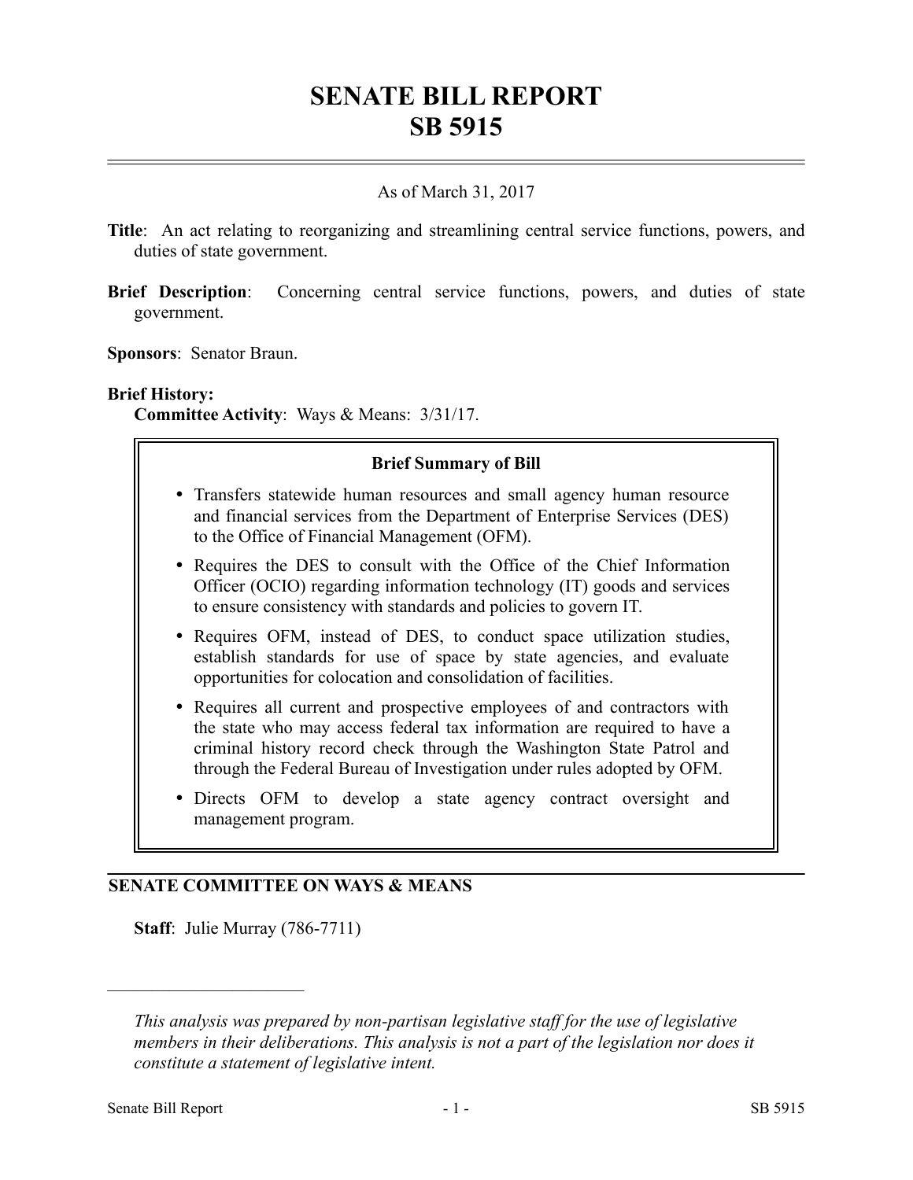# SENATE BILL REPORT
# SB 5915

As of March 31, 2017

**Title**: An act relating to reorganizing and streamlining central service functions, powers, and duties of state government.

**Brief Description**: Concerning central service functions, powers, and duties of state government.

**Sponsors**: Senator Braun.

**Brief History:**

**Committee Activity**: Ways & Means: 3/31/17.

**Brief Summary of Bill**

- Transfers statewide human resources and small agency human resource and financial services from the Department of Enterprise Services (DES) to the Office of Financial Management (OFM).
- Requires the DES to consult with the Office of the Chief Information Officer (OCIO) regarding information technology (IT) goods and services to ensure consistency with standards and policies to govern IT.
- Requires OFM, instead of DES, to conduct space utilization studies, establish standards for use of space by state agencies, and evaluate opportunities for colocation and consolidation of facilities.
- Requires all current and prospective employees of and contractors with the state who may access federal tax information are required to have a criminal history record check through the Washington State Patrol and through the Federal Bureau of Investigation under rules adopted by OFM.
- Directs OFM to develop a state agency contract oversight and management program.

## SENATE COMMITTEE ON WAYS & MEANS

**Staff**: Julie Murray (786-7711)

---

*This analysis was prepared by non-partisan legislative staff for the use of legislative members in their deliberations. This analysis is not a part of the legislation nor does it constitute a statement of legislative intent.*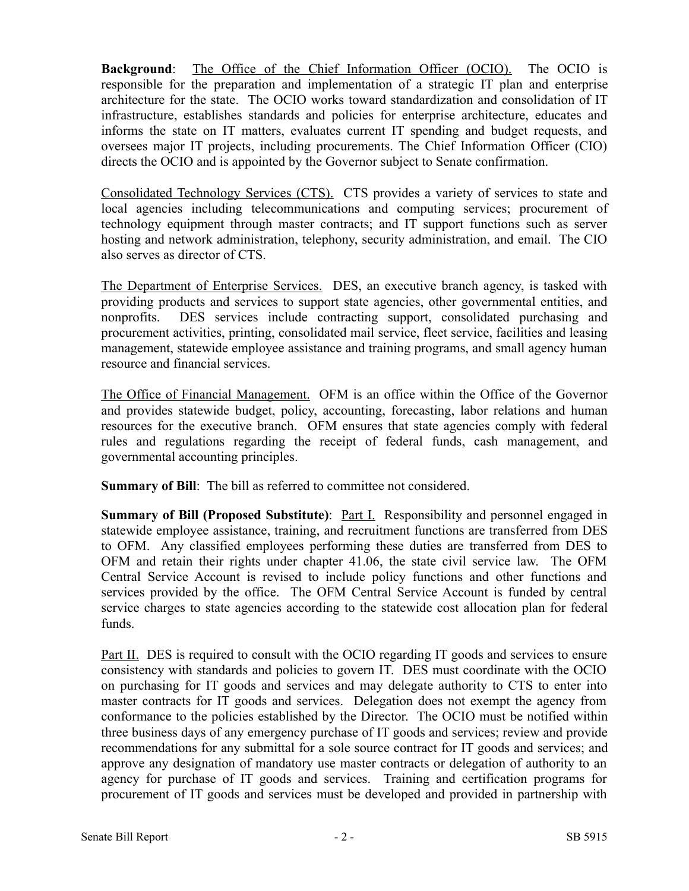**Background**: The Office of the Chief Information Officer (OCIO). The OCIO is responsible for the preparation and implementation of a strategic IT plan and enterprise architecture for the state. The OCIO works toward standardization and consolidation of IT infrastructure, establishes standards and policies for enterprise architecture, educates and informs the state on IT matters, evaluates current IT spending and budget requests, and oversees major IT projects, including procurements. The Chief Information Officer (CIO) directs the OCIO and is appointed by the Governor subject to Senate confirmation.

Consolidated Technology Services (CTS). CTS provides a variety of services to state and local agencies including telecommunications and computing services; procurement of technology equipment through master contracts; and IT support functions such as server hosting and network administration, telephony, security administration, and email. The CIO also serves as director of CTS.

The Department of Enterprise Services. DES, an executive branch agency, is tasked with providing products and services to support state agencies, other governmental entities, and nonprofits. DES services include contracting support, consolidated purchasing and procurement activities, printing, consolidated mail service, fleet service, facilities and leasing management, statewide employee assistance and training programs, and small agency human resource and financial services.

The Office of Financial Management. OFM is an office within the Office of the Governor and provides statewide budget, policy, accounting, forecasting, labor relations and human resources for the executive branch. OFM ensures that state agencies comply with federal rules and regulations regarding the receipt of federal funds, cash management, and governmental accounting principles.

**Summary of Bill**: The bill as referred to committee not considered.

**Summary of Bill (Proposed Substitute)**: Part I. Responsibility and personnel engaged in statewide employee assistance, training, and recruitment functions are transferred from DES to OFM. Any classified employees performing these duties are transferred from DES to OFM and retain their rights under chapter 41.06, the state civil service law. The OFM Central Service Account is revised to include policy functions and other functions and services provided by the office. The OFM Central Service Account is funded by central service charges to state agencies according to the statewide cost allocation plan for federal funds.

Part II. DES is required to consult with the OCIO regarding IT goods and services to ensure consistency with standards and policies to govern IT. DES must coordinate with the OCIO on purchasing for IT goods and services and may delegate authority to CTS to enter into master contracts for IT goods and services. Delegation does not exempt the agency from conformance to the policies established by the Director. The OCIO must be notified within three business days of any emergency purchase of IT goods and services; review and provide recommendations for any submittal for a sole source contract for IT goods and services; and approve any designation of mandatory use master contracts or delegation of authority to an agency for purchase of IT goods and services. Training and certification programs for procurement of IT goods and services must be developed and provided in partnership with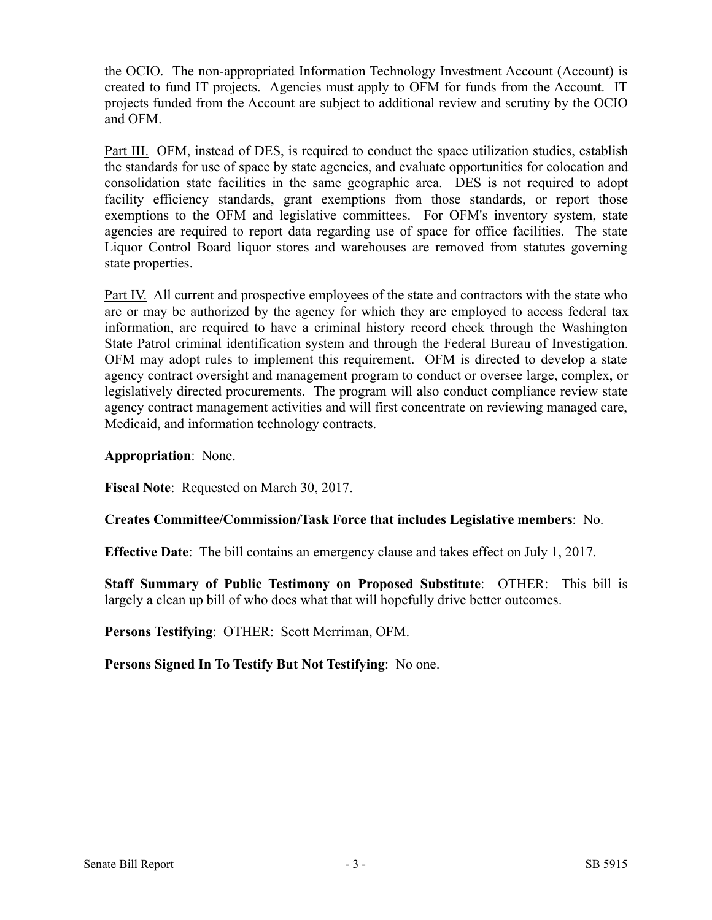the OCIO. The non-appropriated Information Technology Investment Account (Account) is created to fund IT projects. Agencies must apply to OFM for funds from the Account. IT projects funded from the Account are subject to additional review and scrutiny by the OCIO and OFM.

Part III. OFM, instead of DES, is required to conduct the space utilization studies, establish the standards for use of space by state agencies, and evaluate opportunities for colocation and consolidation state facilities in the same geographic area. DES is not required to adopt facility efficiency standards, grant exemptions from those standards, or report those exemptions to the OFM and legislative committees. For OFM's inventory system, state agencies are required to report data regarding use of space for office facilities. The state Liquor Control Board liquor stores and warehouses are removed from statutes governing state properties.

Part IV. All current and prospective employees of the state and contractors with the state who are or may be authorized by the agency for which they are employed to access federal tax information, are required to have a criminal history record check through the Washington State Patrol criminal identification system and through the Federal Bureau of Investigation. OFM may adopt rules to implement this requirement. OFM is directed to develop a state agency contract oversight and management program to conduct or oversee large, complex, or legislatively directed procurements. The program will also conduct compliance review state agency contract management activities and will first concentrate on reviewing managed care, Medicaid, and information technology contracts.

**Appropriation**: None.

**Fiscal Note**: Requested on March 30, 2017.

**Creates Committee/Commission/Task Force that includes Legislative members**: No.

**Effective Date**: The bill contains an emergency clause and takes effect on July 1, 2017.

**Staff Summary of Public Testimony on Proposed Substitute**: OTHER: This bill is largely a clean up bill of who does what that will hopefully drive better outcomes.

**Persons Testifying**: OTHER: Scott Merriman, OFM.

**Persons Signed In To Testify But Not Testifying**: No one.